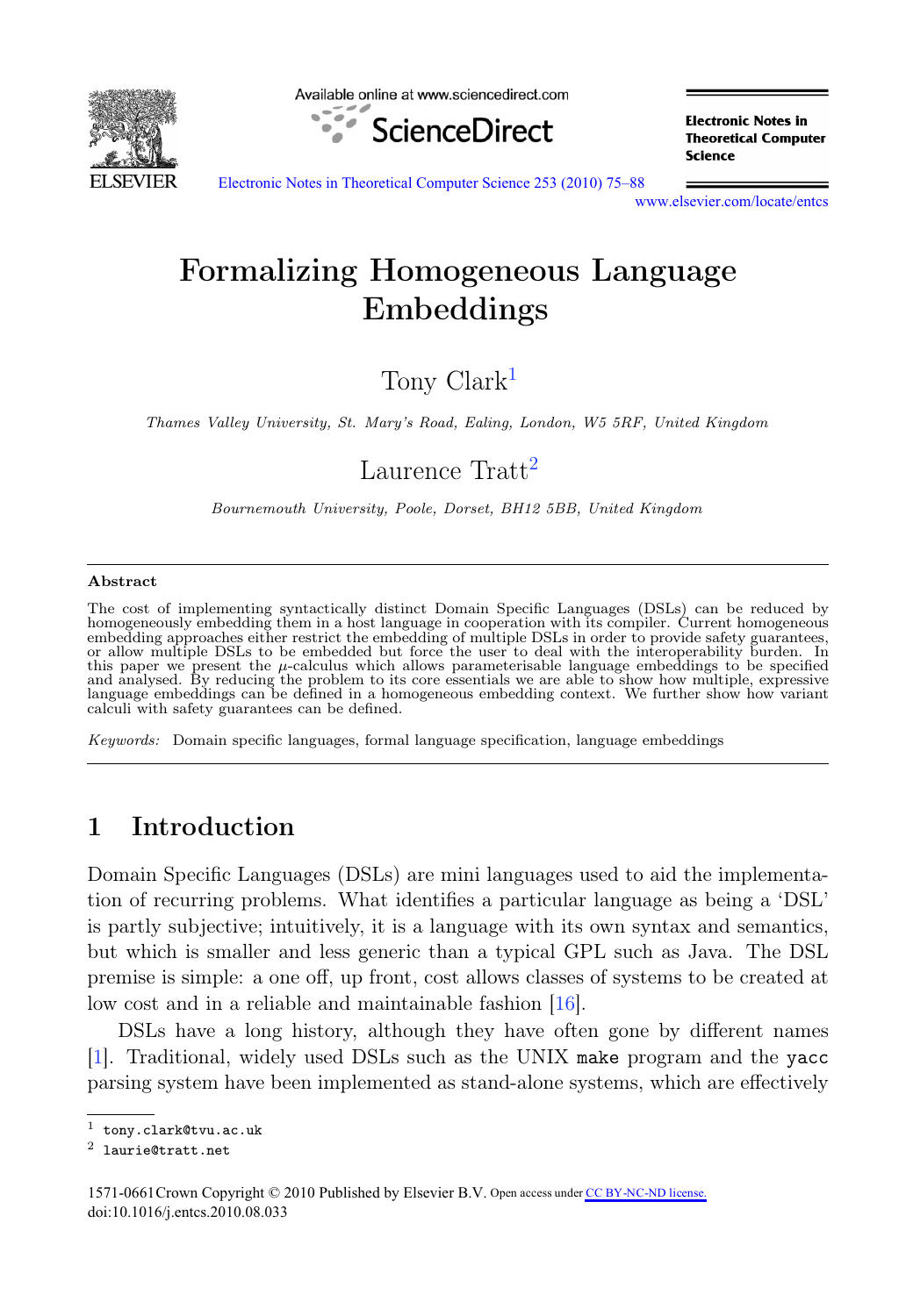# Formalizing Homogeneous Language Embeddings

Tony Clark[1]

*Thames Valley University, St. Mary's Road, Ealing, London, W5 5RF, United Kingdom*

Laurence Tratt[2]

*Bournemouth University, Poole, Dorset, BH12 5BB, United Kingdom*

---

**Abstract**

The cost of implementing syntactically distinct Domain Specific Languages (DSLs) can be reduced by homogeneously embedding them in a host language in cooperation with its compiler. Current homogeneous embedding approaches either restrict the embedding of multiple DSLs in order to provide safety guarantees, or allow multiple DSLs to be embedded but force the user to deal with the interoperability burden. In this paper we present the $\mu$-calculus which allows parameterisable language embeddings to be specified and analysed. By reducing the problem to its core essentials we are able to show how multiple, expressive language embeddings can be defined in a homogeneous embedding context. We further show how variant calculi with safety guarantees can be defined.

*Keywords:* Domain specific languages, formal language specification, language embeddings

---

## 1 Introduction

Domain Specific Languages (DSLs) are mini languages used to aid the implementation of recurring problems. What identifies a particular language as being a 'DSL' is partly subjective; intuitively, it is a language with its own syntax and semantics, but which is smaller and less generic than a typical GPL such as Java. The DSL premise is simple: a one off, up front, cost allows classes of systems to be created at low cost and in a reliable and maintainable fashion [16].

DSLs have a long history, although they have often gone by different names [1]. Traditional, widely used DSLs such as the UNIX `make` program and the `yacc` parsing system have been implemented as stand-alone systems, which are effectively

---

[1] tony.clark@tvu.ac.uk
[2] laurie@tratt.net

1571-0661Crown Copyright © 2010 Published by Elsevier B.V. Open access under CC BY-NC-ND license.
doi:10.1016/j.entcs.2010.08.033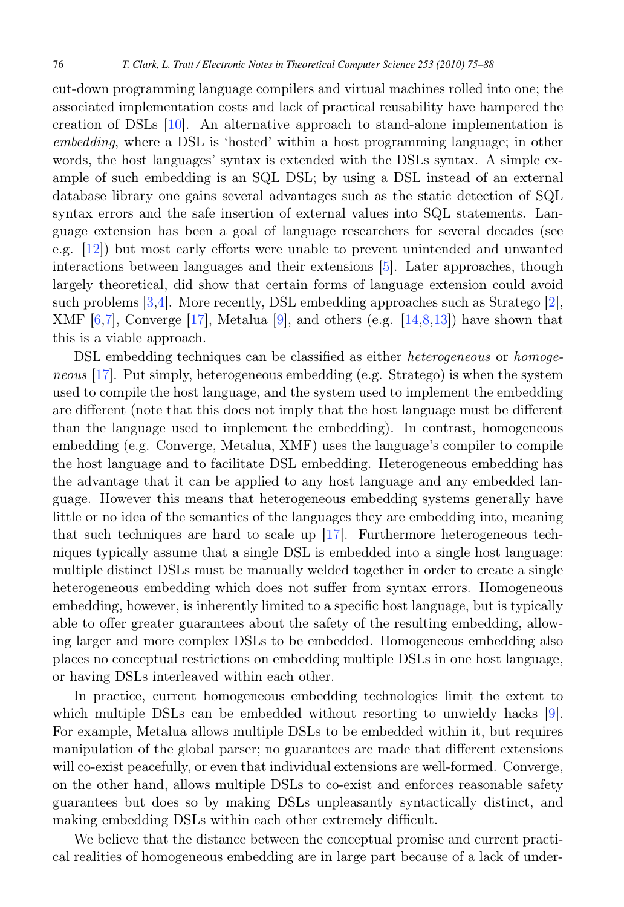cut-down programming language compilers and virtual machines rolled into one; the associated implementation costs and lack of practical reusability have hampered the creation of DSLs [10]. An alternative approach to stand-alone implementation is *embedding*, where a DSL is 'hosted' within a host programming language; in other words, the host languages' syntax is extended with the DSLs syntax. A simple example of such embedding is an SQL DSL; by using a DSL instead of an external database library one gains several advantages such as the static detection of SQL syntax errors and the safe insertion of external values into SQL statements. Language extension has been a goal of language researchers for several decades (see e.g. [12]) but most early efforts were unable to prevent unintended and unwanted interactions between languages and their extensions [5]. Later approaches, though largely theoretical, did show that certain forms of language extension could avoid such problems [3,4]. More recently, DSL embedding approaches such as Stratego [2], XMF [6,7], Converge [17], Metalua [9], and others (e.g. [14,8,13]) have shown that this is a viable approach.

DSL embedding techniques can be classified as either *heterogeneous* or *homogeneous* [17]. Put simply, heterogeneous embedding (e.g. Stratego) is when the system used to compile the host language, and the system used to implement the embedding are different (note that this does not imply that the host language must be different than the language used to implement the embedding). In contrast, homogeneous embedding (e.g. Converge, Metalua, XMF) uses the language's compiler to compile the host language and to facilitate DSL embedding. Heterogeneous embedding has the advantage that it can be applied to any host language and any embedded language. However this means that heterogeneous embedding systems generally have little or no idea of the semantics of the languages they are embedding into, meaning that such techniques are hard to scale up [17]. Furthermore heterogeneous techniques typically assume that a single DSL is embedded into a single host language: multiple distinct DSLs must be manually welded together in order to create a single heterogeneous embedding which does not suffer from syntax errors. Homogeneous embedding, however, is inherently limited to a specific host language, but is typically able to offer greater guarantees about the safety of the resulting embedding, allowing larger and more complex DSLs to be embedded. Homogeneous embedding also places no conceptual restrictions on embedding multiple DSLs in one host language, or having DSLs interleaved within each other.

In practice, current homogeneous embedding technologies limit the extent to which multiple DSLs can be embedded without resorting to unwieldy hacks [9]. For example, Metalua allows multiple DSLs to be embedded within it, but requires manipulation of the global parser; no guarantees are made that different extensions will co-exist peacefully, or even that individual extensions are well-formed. Converge, on the other hand, allows multiple DSLs to co-exist and enforces reasonable safety guarantees but does so by making DSLs unpleasantly syntactically distinct, and making embedding DSLs within each other extremely difficult.

We believe that the distance between the conceptual promise and current practical realities of homogeneous embedding are in large part because of a lack of under-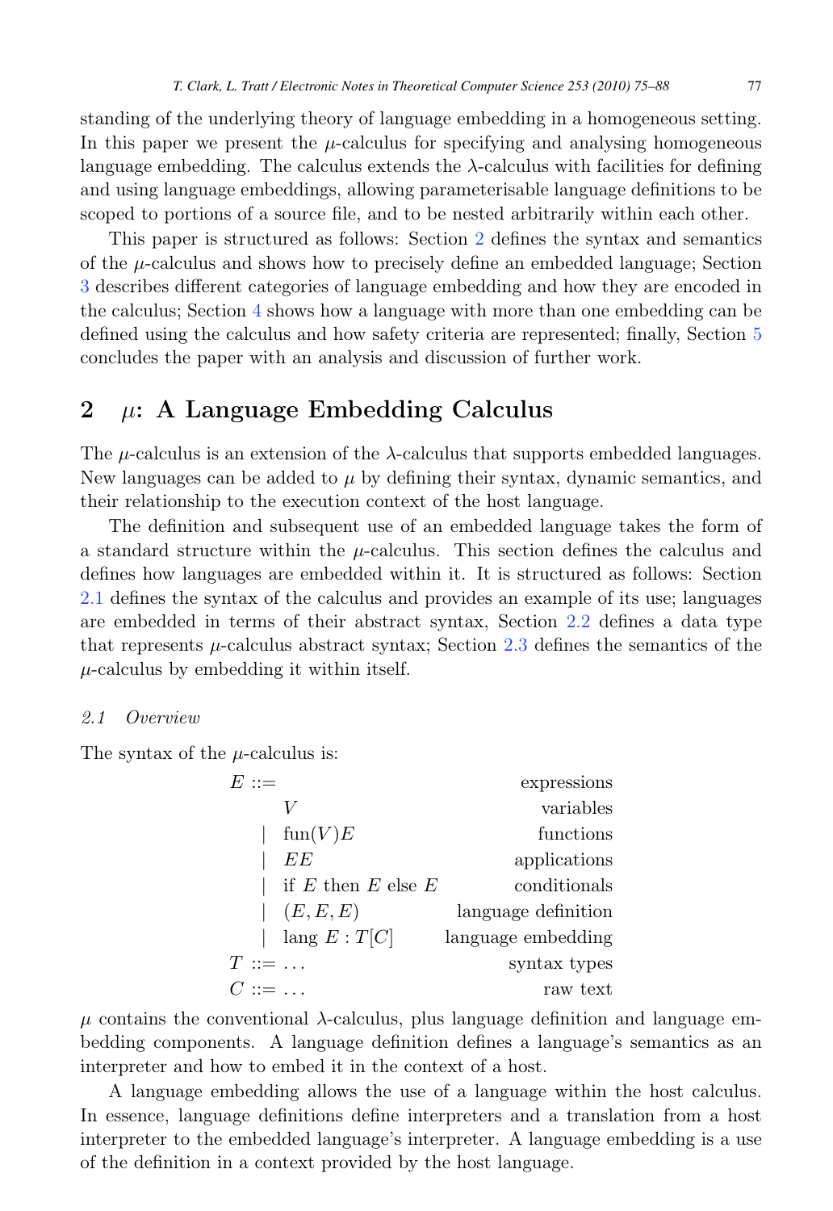standing of the underlying theory of language embedding in a homogeneous setting. In this paper we present the $\mu$-calculus for specifying and analysing homogeneous language embedding. The calculus extends the $\lambda$-calculus with facilities for defining and using language embeddings, allowing parameterisable language definitions to be scoped to portions of a source file, and to be nested arbitrarily within each other.

This paper is structured as follows: Section 2 defines the syntax and semantics of the $\mu$-calculus and shows how to precisely define an embedded language; Section 3 describes different categories of language embedding and how they are encoded in the calculus; Section 4 shows how a language with more than one embedding can be defined using the calculus and how safety criteria are represented; finally, Section 5 concludes the paper with an analysis and discussion of further work.

## 2 $\mu$: A Language Embedding Calculus

The $\mu$-calculus is an extension of the $\lambda$-calculus that supports embedded languages. New languages can be added to $\mu$ by defining their syntax, dynamic semantics, and their relationship to the execution context of the host language.

The definition and subsequent use of an embedded language takes the form of a standard structure within the $\mu$-calculus. This section defines the calculus and defines how languages are embedded within it. It is structured as follows: Section 2.1 defines the syntax of the calculus and provides an example of its use; languages are embedded in terms of their abstract syntax, Section 2.2 defines a data type that represents $\mu$-calculus abstract syntax; Section 2.3 defines the semantics of the $\mu$-calculus by embedding it within itself.

### *2.1 Overview*

The syntax of the $\mu$-calculus is:

$$
\begin{array}{llr}
E ::= & & \text{expressions} \\
 & V & \text{variables} \\
 & \mid \ \text{fun}(V)E & \text{functions} \\
 & \mid \ EE & \text{applications} \\
 & \mid \ \text{if } E \text{ then } E \text{ else } E & \text{conditionals} \\
 & \mid \ (E, E, E) & \text{language definition} \\
 & \mid \ \text{lang } E : T[C] & \text{language embedding} \\
T ::= \ldots & & \text{syntax types} \\
C ::= \ldots & & \text{raw text}
\end{array}
$$

$\mu$ contains the conventional $\lambda$-calculus, plus language definition and language embedding components. A language definition defines a language's semantics as an interpreter and how to embed it in the context of a host.

A language embedding allows the use of a language within the host calculus. In essence, language definitions define interpreters and a translation from a host interpreter to the embedded language's interpreter. A language embedding is a use of the definition in a context provided by the host language.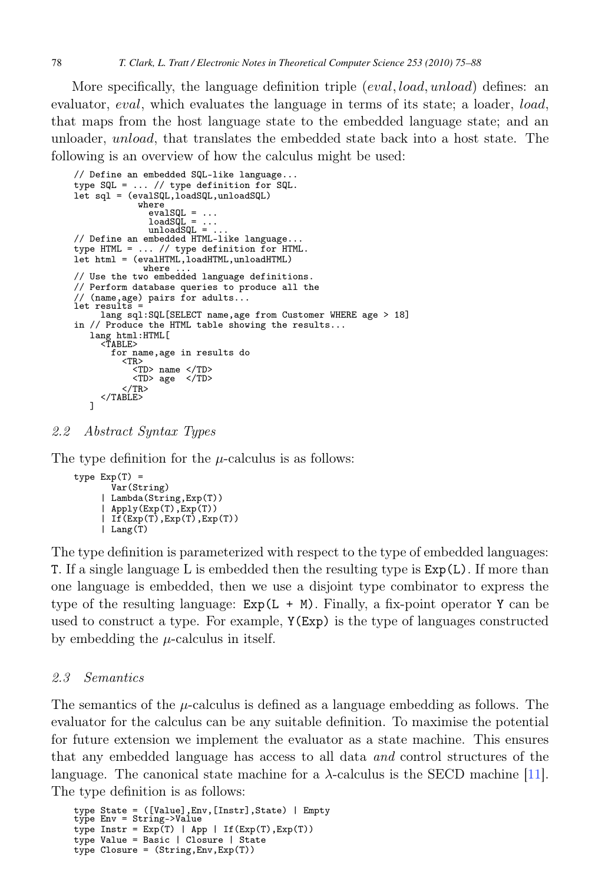More specifically, the language definition triple (*eval*, *load*, *unload*) defines: an evaluator, *eval*, which evaluates the language in terms of its state; a loader, *load*, that maps from the host language state to the embedded language state; and an unloader, *unload*, that translates the embedded state back into a host state. The following is an overview of how the calculus might be used:

```
// Define an embedded SQL-like language...
type SQL = ... // type definition for SQL.
let sql = (evalSQL,loadSQL,unloadSQL)
            where
              evalSQL = ...
              loadSQL = ...
              unloadSQL = ...
// Define an embedded HTML-like language...
type HTML = ... // type definition for HTML.
let html = (evalHTML,loadHTML,unloadHTML)
             where ...
// Use the two embedded language definitions.
// Perform database queries to produce all the
// (name,age) pairs for adults...
let results =
      lang sql:SQL[SELECT name,age from Customer WHERE age > 18]
in // Produce the HTML table showing the results...
    lang html:HTML[
      <TABLE>
        for name,age in results do
          <TR>
            <TD> name </TD>
            <TD> age  </TD>
          </TR>
      </TABLE>
    ]
```

### 2.2 Abstract Syntax Types

The type definition for the $\mu$-calculus is as follows:

```
type Exp(T) =
       Var(String)
     | Lambda(String,Exp(T))
     | Apply(Exp(T),Exp(T))
     | If(Exp(T),Exp(T),Exp(T))
     | Lang(T)
```

The type definition is parameterized with respect to the type of embedded languages: `T`. If a single language L is embedded then the resulting type is `Exp(L)`. If more than one language is embedded, then we use a disjoint type combinator to express the type of the resulting language: `Exp(L + M)`. Finally, a fix-point operator `Y` can be used to construct a type. For example, `Y(Exp)` is the type of languages constructed by embedding the $\mu$-calculus in itself.

### 2.3 Semantics

The semantics of the $\mu$-calculus is defined as a language embedding as follows. The evaluator for the calculus can be any suitable definition. To maximise the potential for future extension we implement the evaluator as a state machine. This ensures that any embedded language has access to all data *and* control structures of the language. The canonical state machine for a $\lambda$-calculus is the SECD machine [11]. The type definition is as follows:

```
type State = ([Value],Env,[Instr],State) | Empty
type Env = String->Value
type Instr = Exp(T) | App | If(Exp(T),Exp(T))
type Value = Basic | Closure | State
type Closure = (String,Env,Exp(T))
```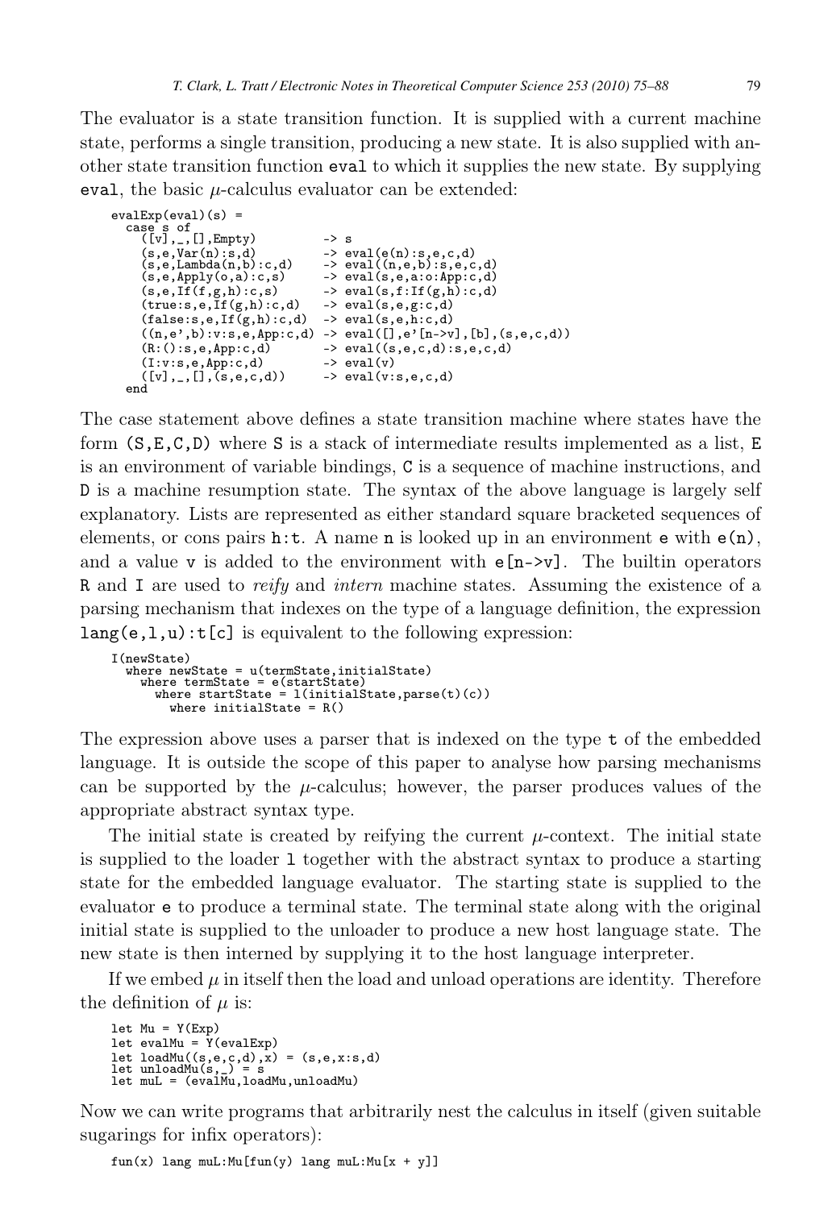The evaluator is a state transition function. It is supplied with a current machine state, performs a single transition, producing a new state. It is also supplied with another state transition function `eval` to which it supplies the new state. By supplying `eval`, the basic $\mu$-calculus evaluator can be extended:

```
evalExp(eval)(s) =
  case s of
    ([v],_,[],Empty)          -> s
    (s,e,Var(n):s,d)          -> eval(e(n):s,e,c,d)
    (s,e,Lambda(n,b):c,d)     -> eval((n,e,b):s,e,c,d)
    (s,e,Apply(o,a):c,s)      -> eval(s,e,a:o:App:c,d)
    (s,e,If(f,g,h):c,s)       -> eval(s,f:If(g,h):c,d)
    (true:s,e,If(g,h):c,d)    -> eval(s,e,g:c,d)
    (false:s,e,If(g,h):c,d)   -> eval(s,e,h:c,d)
    ((n,e',b):v:s,e,App:c,d) -> eval([],e'[n->v],[b],(s,e,c,d))
    (R:():s,e,App:c,d)        -> eval((s,e,c,d):s,e,c,d)
    (I:v:s,e,App:c,d)         -> eval(v)
    ([v],_,[],(s,e,c,d))      -> eval(v:s,e,c,d)
  end
```

The case statement above defines a state transition machine where states have the form `(S,E,C,D)` where `S` is a stack of intermediate results implemented as a list, `E` is an environment of variable bindings, `C` is a sequence of machine instructions, and `D` is a machine resumption state. The syntax of the above language is largely self explanatory. Lists are represented as either standard square bracketed sequences of elements, or cons pairs `h:t`. A name `n` is looked up in an environment `e` with `e(n)`, and a value `v` is added to the environment with `e[n->v]`. The builtin operators `R` and `I` are used to *reify* and *intern* machine states. Assuming the existence of a parsing mechanism that indexes on the type of a language definition, the expression `lang(e,l,u):t[c]` is equivalent to the following expression:

```
I(newState)
  where newState = u(termState,initialState)
    where termState = e(startState)
      where startState = l(initialState,parse(t)(c))
        where initialState = R()
```

The expression above uses a parser that is indexed on the type `t` of the embedded language. It is outside the scope of this paper to analyse how parsing mechanisms can be supported by the $\mu$-calculus; however, the parser produces values of the appropriate abstract syntax type.

The initial state is created by reifying the current $\mu$-context. The initial state is supplied to the loader `l` together with the abstract syntax to produce a starting state for the embedded language evaluator. The starting state is supplied to the evaluator `e` to produce a terminal state. The terminal state along with the original initial state is supplied to the unloader to produce a new host language state. The new state is then interned by supplying it to the host language interpreter.

If we embed $\mu$ in itself then the load and unload operations are identity. Therefore the definition of $\mu$ is:

```
let Mu = Y(Exp)
let evalMu = Y(evalExp)
let loadMu((s,e,c,d),x) = (s,e,x:s,d)
let unloadMu(s,_) = s
let muL = (evalMu,loadMu,unloadMu)
```

Now we can write programs that arbitrarily nest the calculus in itself (given suitable sugarings for infix operators):

```
fun(x) lang muL:Mu[fun(y) lang muL:Mu[x + y]]
```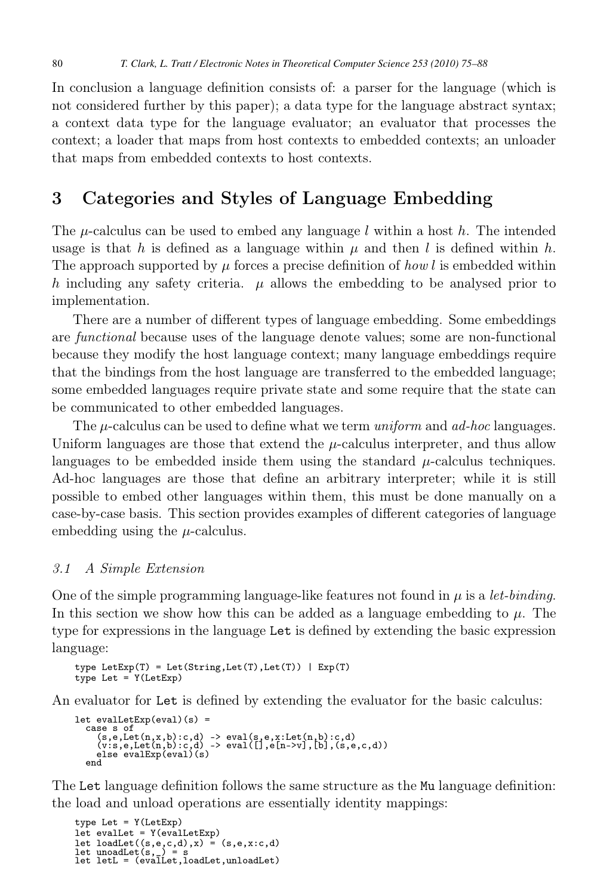In conclusion a language definition consists of: a parser for the language (which is not considered further by this paper); a data type for the language abstract syntax; a context data type for the language evaluator; an evaluator that processes the context; a loader that maps from host contexts to embedded contexts; an unloader that maps from embedded contexts to host contexts.

## 3 Categories and Styles of Language Embedding

The $\mu$-calculus can be used to embed any language $l$ within a host $h$. The intended usage is that $h$ is defined as a language within $\mu$ and then $l$ is defined within $h$. The approach supported by $\mu$ forces a precise definition of *how* $l$ is embedded within $h$ including any safety criteria. $\mu$ allows the embedding to be analysed prior to implementation.

There are a number of different types of language embedding. Some embeddings are *functional* because uses of the language denote values; some are non-functional because they modify the host language context; many language embeddings require that the bindings from the host language are transferred to the embedded language; some embedded languages require private state and some require that the state can be communicated to other embedded languages.

The $\mu$-calculus can be used to define what we term *uniform* and *ad-hoc* languages. Uniform languages are those that extend the $\mu$-calculus interpreter, and thus allow languages to be embedded inside them using the standard $\mu$-calculus techniques. Ad-hoc languages are those that define an arbitrary interpreter; while it is still possible to embed other languages within them, this must be done manually on a case-by-case basis. This section provides examples of different categories of language embedding using the $\mu$-calculus.

### 3.1 A Simple Extension

One of the simple programming language-like features not found in $\mu$ is a *let-binding*. In this section we show how this can be added as a language embedding to $\mu$. The type for expressions in the language `Let` is defined by extending the basic expression language:

```
type LetExp(T) = Let(String,Let(T),Let(T)) | Exp(T)
type Let = Y(LetExp)
```

An evaluator for `Let` is defined by extending the evaluator for the basic calculus:

```
let evalLetExp(eval)(s) =
  case s of
    (s,e,Let(n,x,b):c,d) -> eval(s,e,x:Let(n,b):c,d)
    (v:s,e,Let(n,b):c,d) -> eval([],e[n->v],[b],(s,e,c,d))
    else evalExp(eval)(s)
  end
```

The `Let` language definition follows the same structure as the `Mu` language definition: the load and unload operations are essentially identity mappings:

```
type Let = Y(LetExp)
let evalLet = Y(evalLetExp)
let loadLet((s,e,c,d),x) = (s,e,x:c,d)
let unoadLet(s,_) = s
let letL = (evalLet,loadLet,unloadLet)
```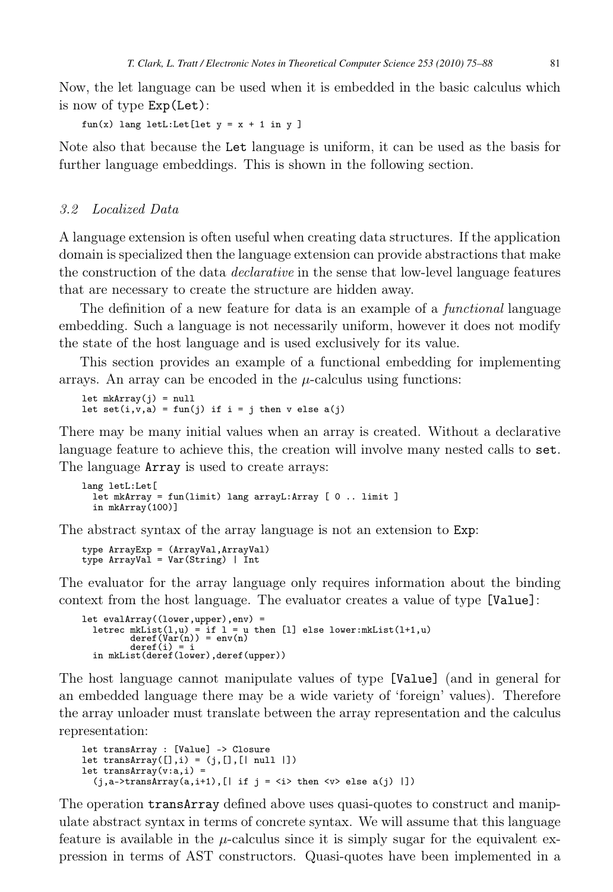Now, the let language can be used when it is embedded in the basic calculus which is now of type `Exp(Let)`:

```
fun(x) lang letL:Let[let y = x + 1 in y ]
```

Note also that because the `Let` language is uniform, it can be used as the basis for further language embeddings. This is shown in the following section.

### 3.2 Localized Data

A language extension is often useful when creating data structures. If the application domain is specialized then the language extension can provide abstractions that make the construction of the data *declarative* in the sense that low-level language features that are necessary to create the structure are hidden away.

The definition of a new feature for data is an example of a *functional* language embedding. Such a language is not necessarily uniform, however it does not modify the state of the host language and is used exclusively for its value.

This section provides an example of a functional embedding for implementing arrays. An array can be encoded in the $\mu$-calculus using functions:

```
let mkArray(j) = null
let set(i,v,a) = fun(j) if i = j then v else a(j)
```

There may be many initial values when an array is created. Without a declarative language feature to achieve this, the creation will involve many nested calls to `set`. The language `Array` is used to create arrays:

```
lang letL:Let[
  let mkArray = fun(limit) lang arrayL:Array [ 0 .. limit ]
  in mkArray(100)]
```

The abstract syntax of the array language is not an extension to `Exp`:

```
type ArrayExp = (ArrayVal,ArrayVal)
type ArrayVal = Var(String) | Int
```

The evaluator for the array language only requires information about the binding context from the host language. The evaluator creates a value of type `[Value]`:

```
let evalArray((lower,upper),env) =
  letrec mkList(l,u) = if l = u then [l] else lower:mkList(l+1,u)
         deref(Var(n)) = env(n)
         deref(i) = i
  in mkList(deref(lower),deref(upper))
```

The host language cannot manipulate values of type `[Value]` (and in general for an embedded language there may be a wide variety of 'foreign' values). Therefore the array unloader must translate between the array representation and the calculus representation:

```
let transArray : [Value] -> Closure
let transArray([],i) = (j,[],[| null |])
let transArray(v:a,i) =
  (j,a->transArray(a,i+1),[| if j = <i> then <v> else a(j) |])
```

The operation `transArray` defined above uses quasi-quotes to construct and manipulate abstract syntax in terms of concrete syntax. We will assume that this language feature is available in the $\mu$-calculus since it is simply sugar for the equivalent expression in terms of AST constructors. Quasi-quotes have been implemented in a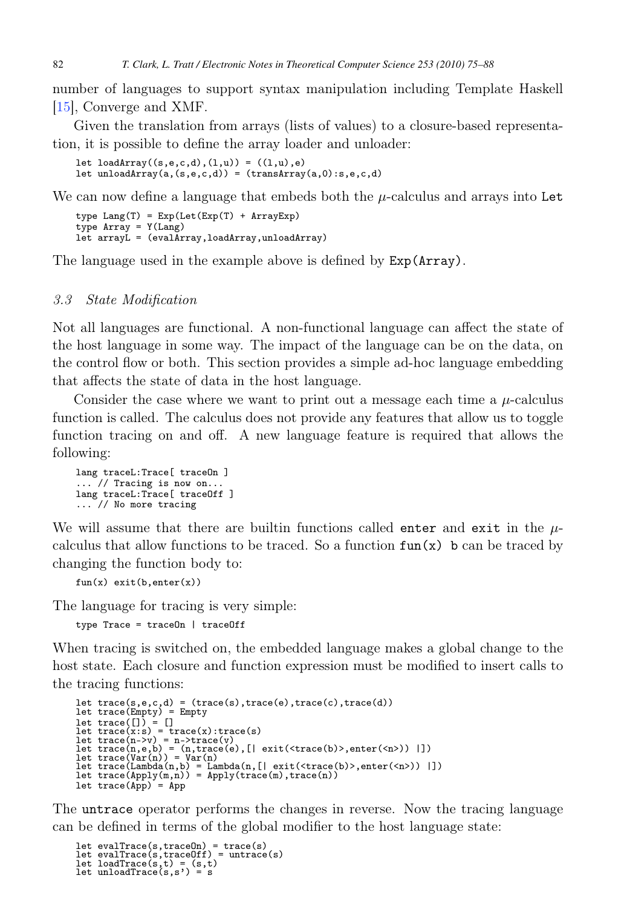number of languages to support syntax manipulation including Template Haskell [15], Converge and XMF.

Given the translation from arrays (lists of values) to a closure-based representation, it is possible to define the array loader and unloader:

```
let loadArray((s,e,c,d),(l,u)) = ((l,u),e)
let unloadArray(a,(s,e,c,d)) = (transArray(a,0):s,e,c,d)
```

We can now define a language that embeds both the $\mu$-calculus and arrays into `Let`

```
type Lang(T) = Exp(Let(Exp(T) + ArrayExp)
type Array = Y(Lang)
let arrayL = (evalArray,loadArray,unloadArray)
```

The language used in the example above is defined by `Exp(Array)`.

### *3.3 State Modification*

Not all languages are functional. A non-functional language can affect the state of the host language in some way. The impact of the language can be on the data, on the control flow or both. This section provides a simple ad-hoc language embedding that affects the state of data in the host language.

Consider the case where we want to print out a message each time a $\mu$-calculus function is called. The calculus does not provide any features that allow us to toggle function tracing on and off. A new language feature is required that allows the following:

```
lang traceL:Trace[ traceOn ]
... // Tracing is now on...
lang traceL:Trace[ traceOff ]
... // No more tracing
```

We will assume that there are builtin functions called `enter` and `exit` in the $\mu$-calculus that allow functions to be traced. So a function `fun(x) b` can be traced by changing the function body to:

```
fun(x) exit(b,enter(x))
```

The language for tracing is very simple:

```
type Trace = traceOn | traceOff
```

When tracing is switched on, the embedded language makes a global change to the host state. Each closure and function expression must be modified to insert calls to the tracing functions:

```
let trace(s,e,c,d) = (trace(s),trace(e),trace(c),trace(d))
let trace(Empty) = Empty
let trace([]) = []
let trace(x:s) = trace(x):trace(s)
let trace(n->v) = n->trace(v)
let trace(n,e,b) = (n,trace(e),[| exit(<trace(b)>,enter(<n>)) |])
let trace(Var(n)) = Var(n)
let trace(Lambda(n,b) = Lambda(n,[| exit(<trace(b)>,enter(<n>)) |])
let trace(Apply(m,n)) = Apply(trace(m),trace(n))
let trace(App) = App
```

The `untrace` operator performs the changes in reverse. Now the tracing language can be defined in terms of the global modifier to the host language state:

```
let evalTrace(s,traceOn) = trace(s)
let evalTrace(s,traceOff) = untrace(s)
let loadTrace(s,t) = (s,t)
let unloadTrace(s,s') = s
```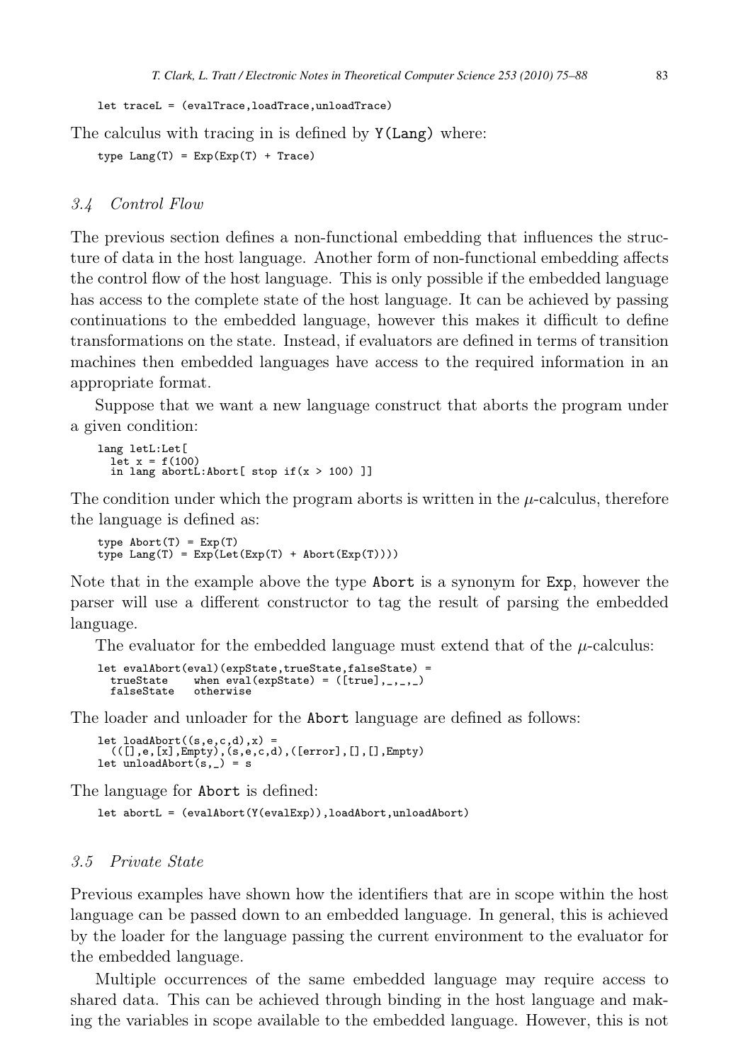```
let traceL = (evalTrace,loadTrace,unloadTrace)
```

The calculus with tracing in is defined by `Y(Lang)` where:

```
type Lang(T) = Exp(Exp(T) + Trace)
```

### 3.4 Control Flow

The previous section defines a non-functional embedding that influences the structure of data in the host language. Another form of non-functional embedding affects the control flow of the host language. This is only possible if the embedded language has access to the complete state of the host language. It can be achieved by passing continuations to the embedded language, however this makes it difficult to define transformations on the state. Instead, if evaluators are defined in terms of transition machines then embedded languages have access to the required information in an appropriate format.

Suppose that we want a new language construct that aborts the program under a given condition:

```
lang letL:Let[
  let x = f(100)
  in lang abortL:Abort[ stop if(x > 100) ]]
```

The condition under which the program aborts is written in the $\mu$-calculus, therefore the language is defined as:

```
type Abort(T) = Exp(T)
type Lang(T) = Exp(Let(Exp(T) + Abort(Exp(T))))
```

Note that in the example above the type `Abort` is a synonym for `Exp`, however the parser will use a different constructor to tag the result of parsing the embedded language.

The evaluator for the embedded language must extend that of the $\mu$-calculus:

```
let evalAbort(eval)(expState,trueState,falseState) =
  trueState    when eval(expState) = ([true],_,_,_)
  falseState   otherwise
```

The loader and unloader for the `Abort` language are defined as follows:

```
let loadAbort((s,e,c,d),x) =
  (([],e,[x],Empty),(s,e,c,d),([error],[],[],Empty)
let unloadAbort(s,_) = s
```

The language for `Abort` is defined:

```
let abortL = (evalAbort(Y(evalExp)),loadAbort,unloadAbort)
```

### 3.5 Private State

Previous examples have shown how the identifiers that are in scope within the host language can be passed down to an embedded language. In general, this is achieved by the loader for the language passing the current environment to the evaluator for the embedded language.

Multiple occurrences of the same embedded language may require access to shared data. This can be achieved through binding in the host language and making the variables in scope available to the embedded language. However, this is not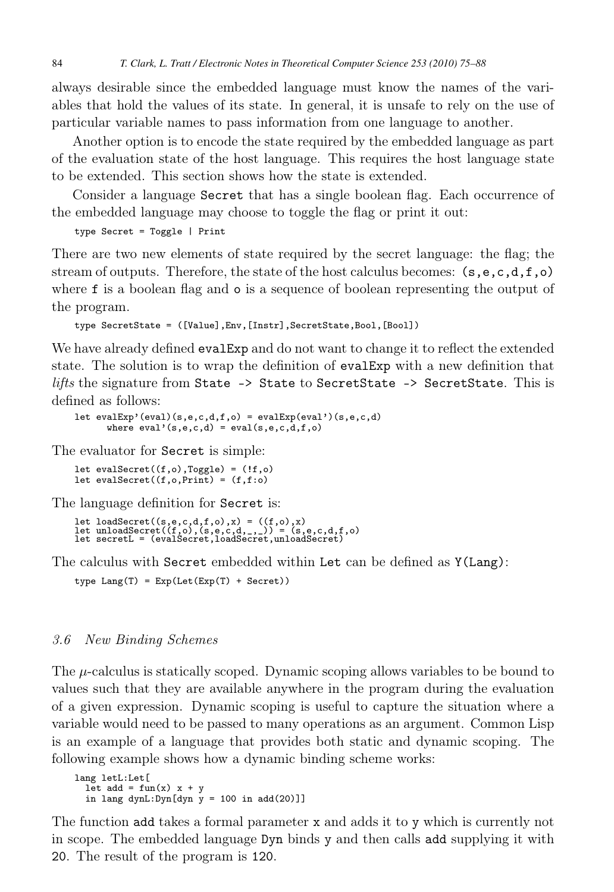always desirable since the embedded language must know the names of the variables that hold the values of its state. In general, it is unsafe to rely on the use of particular variable names to pass information from one language to another.

Another option is to encode the state required by the embedded language as part of the evaluation state of the host language. This requires the host language state to be extended. This section shows how the state is extended.

Consider a language `Secret` that has a single boolean flag. Each occurrence of the embedded language may choose to toggle the flag or print it out:

```
type Secret = Toggle | Print
```

There are two new elements of state required by the secret language: the flag; the stream of outputs. Therefore, the state of the host calculus becomes: `(s,e,c,d,f,o)` where `f` is a boolean flag and `o` is a sequence of boolean representing the output of the program.

```
type SecretState = ([Value],Env,[Instr],SecretState,Bool,[Bool])
```

We have already defined `evalExp` and do not want to change it to reflect the extended state. The solution is to wrap the definition of `evalExp` with a new definition that *lifts* the signature from `State -> State` to `SecretState -> SecretState`. This is defined as follows:

```
let evalExp'(eval)(s,e,c,d,f,o) = evalExp(eval')(s,e,c,d)
      where eval'(s,e,c,d) = eval(s,e,c,d,f,o)
```

The evaluator for `Secret` is simple:

```
let evalSecret((f,o),Toggle) = (!f,o)
let evalSecret((f,o,Print) = (f,f:o)
```

The language definition for `Secret` is:

```
let loadSecret((s,e,c,d,f,o),x) = ((f,o),x)
let unloadSecret((f,o),(s,e,c,d,_,_)) = (s,e,c,d,f,o)
let secretL = (evalSecret,loadSecret,unloadSecret)
```

The calculus with `Secret` embedded within `Let` can be defined as `Y(Lang)`:

```
type Lang(T) = Exp(Let(Exp(T) + Secret))
```

### 3.6 New Binding Schemes

The $\mu$-calculus is statically scoped. Dynamic scoping allows variables to be bound to values such that they are available anywhere in the program during the evaluation of a given expression. Dynamic scoping is useful to capture the situation where a variable would need to be passed to many operations as an argument. Common Lisp is an example of a language that provides both static and dynamic scoping. The following example shows how a dynamic binding scheme works:

```
lang letL:Let[
  let add = fun(x) x + y
  in lang dynL:Dyn[dyn y = 100 in add(20)]]
```

The function `add` takes a formal parameter `x` and adds it to `y` which is currently not in scope. The embedded language `Dyn` binds `y` and then calls `add` supplying it with `20`. The result of the program is `120`.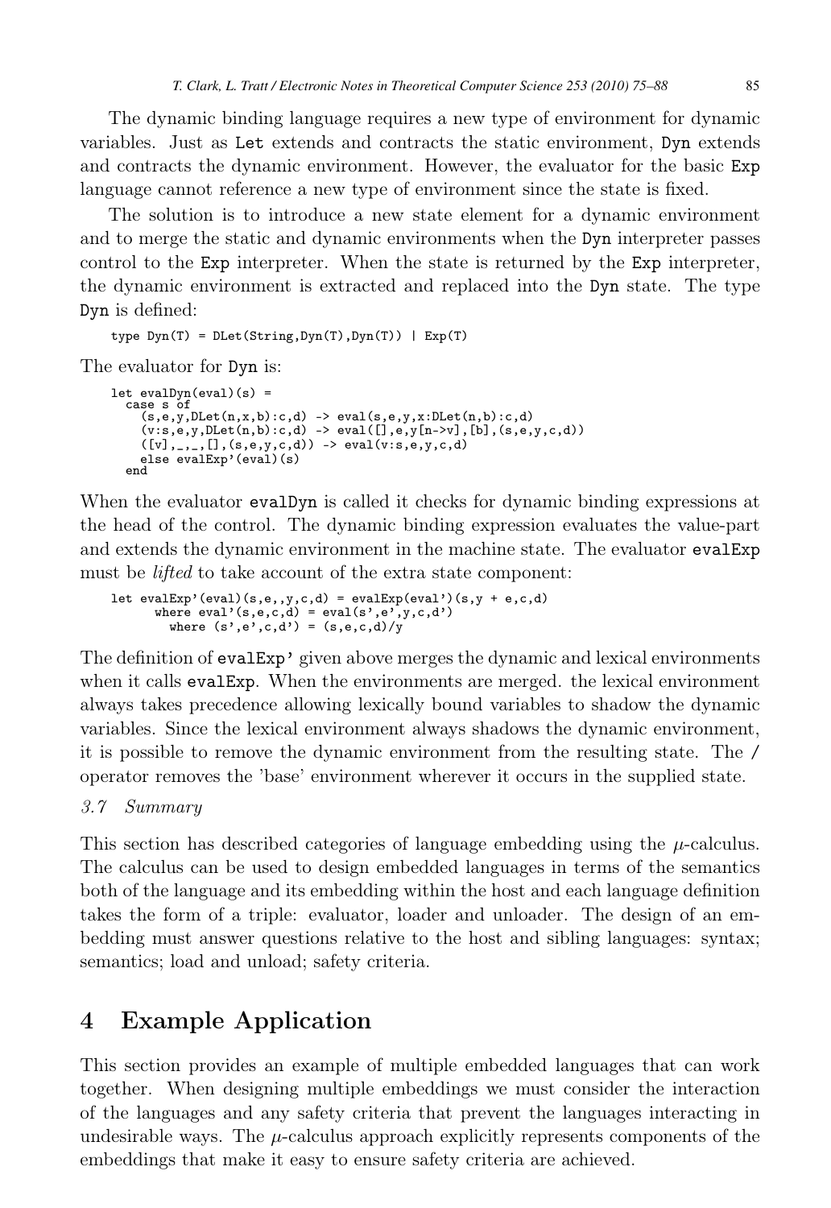The dynamic binding language requires a new type of environment for dynamic variables. Just as `Let` extends and contracts the static environment, `Dyn` extends and contracts the dynamic environment. However, the evaluator for the basic `Exp` language cannot reference a new type of environment since the state is fixed.

The solution is to introduce a new state element for a dynamic environment and to merge the static and dynamic environments when the `Dyn` interpreter passes control to the `Exp` interpreter. When the state is returned by the `Exp` interpreter, the dynamic environment is extracted and replaced into the `Dyn` state. The type `Dyn` is defined:

```
type Dyn(T) = DLet(String,Dyn(T),Dyn(T)) | Exp(T)
```

The evaluator for `Dyn` is:

```
let evalDyn(eval)(s) =
  case s of
    (s,e,y,DLet(n,x,b):c,d) -> eval(s,e,y,x:DLet(n,b):c,d)
    (v:s,e,y,DLet(n,b):c,d) -> eval([],e,y[n->v],[b],(s,e,y,c,d))
    ([v],_,_,[],(s,e,y,c,d)) -> eval(v:s,e,y,c,d)
    else evalExp'(eval)(s)
  end
```

When the evaluator `evalDyn` is called it checks for dynamic binding expressions at the head of the control. The dynamic binding expression evaluates the value-part and extends the dynamic environment in the machine state. The evaluator `evalExp` must be *lifted* to take account of the extra state component:

```
let evalExp'(eval)(s,e,,y,c,d) = evalExp(eval')(s,y + e,c,d)
      where eval'(s,e,c,d) = eval(s',e',y,c,d')
        where (s',e',c,d') = (s,e,c,d)/y
```

The definition of `evalExp'` given above merges the dynamic and lexical environments when it calls `evalExp`. When the environments are merged. the lexical environment always takes precedence allowing lexically bound variables to shadow the dynamic variables. Since the lexical environment always shadows the dynamic environment, it is possible to remove the dynamic environment from the resulting state. The `/` operator removes the 'base' environment wherever it occurs in the supplied state.

### 3.7 Summary

This section has described categories of language embedding using the $\mu$-calculus. The calculus can be used to design embedded languages in terms of the semantics both of the language and its embedding within the host and each language definition takes the form of a triple: evaluator, loader and unloader. The design of an embedding must answer questions relative to the host and sibling languages: syntax; semantics; load and unload; safety criteria.

## 4 Example Application

This section provides an example of multiple embedded languages that can work together. When designing multiple embeddings we must consider the interaction of the languages and any safety criteria that prevent the languages interacting in undesirable ways. The $\mu$-calculus approach explicitly represents components of the embeddings that make it easy to ensure safety criteria are achieved.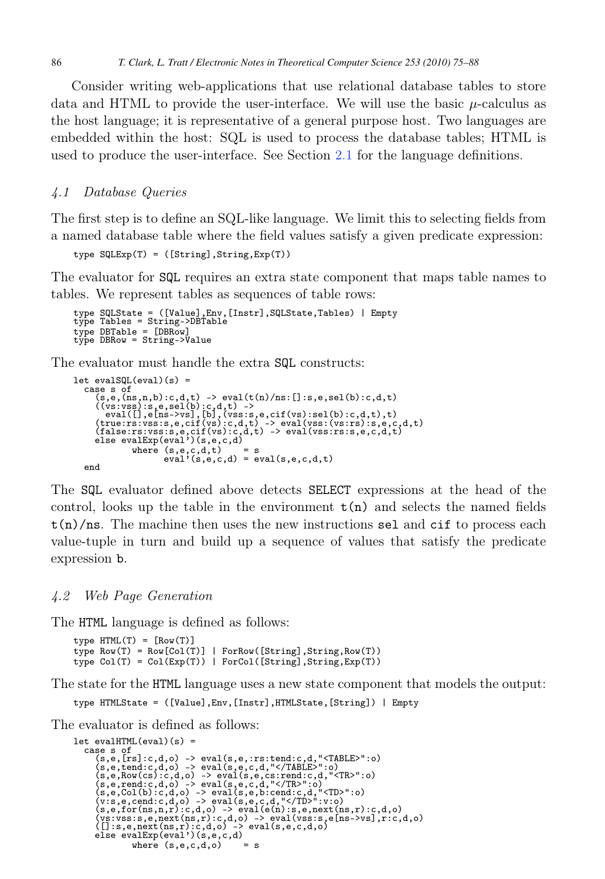Consider writing web-applications that use relational database tables to store data and HTML to provide the user-interface. We will use the basic $\mu$-calculus as the host language; it is representative of a general purpose host. Two languages are embedded within the host: SQL is used to process the database tables; HTML is used to produce the user-interface. See Section 2.1 for the language definitions.

### 4.1 Database Queries

The first step is to define an SQL-like language. We limit this to selecting fields from a named database table where the field values satisfy a given predicate expression:

```
type SQLExp(T) = ([String],String,Exp(T))
```

The evaluator for SQL requires an extra state component that maps table names to tables. We represent tables as sequences of table rows:

```
type SQLState = ([Value],Env,[Instr],SQLState,Tables) | Empty
type Tables = String->DBTable
type DBTable = [DBRow]
type DBRow = String->Value
```

The evaluator must handle the extra SQL constructs:

```
let evalSQL(eval)(s) =
  case s of
    (s,e,(ns,n,b):c,d,t) -> eval(t(n)/ns:[]:s,e,sel(b):c,d,t)
    ((vs:vss):s,e,sel(b):c,d,t) ->
      eval([],e[ns->vs],[b],(vss:s,e,cif(vs):sel(b):c,d,t),t)
    (true:rs:vss:s,e,cif(vs):c,d,t) -> eval(vss:(vs:rs):s,e,c,d,t)
    (false:rs:vss:s,e,cif(vs):c,d,t) -> eval(vss:rs:s,e,c,d,t)
    else evalExp(eval')(s,e,c,d)
           where (s,e,c,d,t)     = s
                 eval'(s,e,c,d) = eval(s,e,c,d,t)
  end
```

The SQL evaluator defined above detects SELECT expressions at the head of the control, looks up the table in the environment t(n) and selects the named fields t(n)/ns. The machine then uses the new instructions sel and cif to process each value-tuple in turn and build up a sequence of values that satisfy the predicate expression b.

### 4.2 Web Page Generation

The HTML language is defined as follows:

```
type HTML(T) = [Row(T)]
type Row(T) = Row[Col(T)] | ForRow([String],String,Row(T))
type Col(T) = Col(Exp(T)) | ForCol([String],String,Exp(T))
```

The state for the HTML language uses a new state component that models the output:

```
type HTMLState = ([Value],Env,[Instr],HTMLState,[String]) | Empty
```

The evaluator is defined as follows:

```
let evalHTML(eval)(s) =
  case s of
    (s,e,[rs]:c,d,o) -> eval(s,e,:rs:tend:c,d,"<TABLE>":o)
    (s,e,tend:c,d,o) -> eval(s,e,c,d,"</TABLE>":o)
    (s,e,Row(cs):c,d,o) -> eval(s,e,cs:rend:c,d,"<TR>":o)
    (s,e,rend:c,d,o) -> eval(s,e,c,d,"</TR>":o)
    (s,e,Col(b):c,d,o) -> eval(s,e,b:cend:c,d,"<TD>":o)
    (v:s,e,cend:c,d,o) -> eval(s,e,c,d,"</TD>":v:o)
    (s,e,for(ns,n,r):c,d,o) -> eval(e(n):s,e,next(ns,r):c,d,o)
    (vs:vss:s,e,next(ns,r):c,d,o) -> eval(vss:s,e[ns->vs],r:c,d,o)
    ([]:s,e,next(ns,r):c,d,o) -> eval(s,e,c,d,o)
    else evalExp(eval')(s,e,c,d)
           where (s,e,c,d,o)     = s
```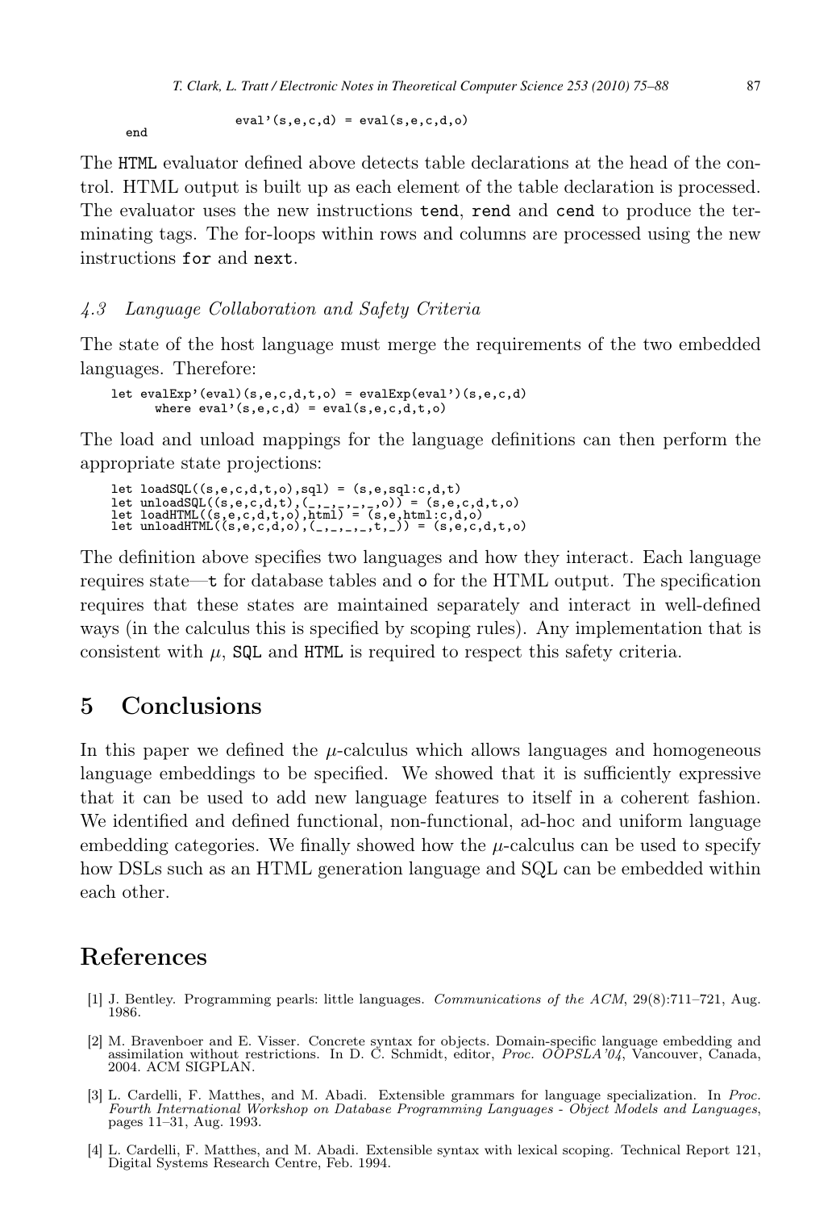```
                eval'(s,e,c,d) = eval(s,e,c,d,o)
    end
```

The `HTML` evaluator defined above detects table declarations at the head of the control. HTML output is built up as each element of the table declaration is processed. The evaluator uses the new instructions `tend`, `rend` and `cend` to produce the terminating tags. The for-loops within rows and columns are processed using the new instructions `for` and `next`.

### 4.3 Language Collaboration and Safety Criteria

The state of the host language must merge the requirements of the two embedded languages. Therefore:

```
let evalExp'(eval)(s,e,c,d,t,o) = evalExp(eval')(s,e,c,d)
      where eval'(s,e,c,d) = eval(s,e,c,d,t,o)
```

The load and unload mappings for the language definitions can then perform the appropriate state projections:

```
let loadSQL((s,e,c,d,t,o),sql) = (s,e,sql:c,d,t)
let unloadSQL((s,e,c,d,t),(_,_,_,_,o)) = (s,e,c,d,t,o)
let loadHTML((s,e,c,d,t,o),html) = (s,e,html:c,d,o)
let unloadHTML((s,e,c,d,o),(_,_,_,_,t,_)) = (s,e,c,d,t,o)
```

The definition above specifies two languages and how they interact. Each language requires state—`t` for database tables and `o` for the HTML output. The specification requires that these states are maintained separately and interact in well-defined ways (in the calculus this is specified by scoping rules). Any implementation that is consistent with $\mu$, `SQL` and `HTML` is required to respect this safety criteria.

## 5 Conclusions

In this paper we defined the $\mu$-calculus which allows languages and homogeneous language embeddings to be specified. We showed that it is sufficiently expressive that it can be used to add new language features to itself in a coherent fashion. We identified and defined functional, non-functional, ad-hoc and uniform language embedding categories. We finally showed how the $\mu$-calculus can be used to specify how DSLs such as an HTML generation language and SQL can be embedded within each other.

## References

[1] J. Bentley. Programming pearls: little languages. *Communications of the ACM*, 29(8):711–721, Aug. 1986.

[2] M. Bravenboer and E. Visser. Concrete syntax for objects. Domain-specific language embedding and assimilation without restrictions. In D. C. Schmidt, editor, *Proc. OOPSLA'04*, Vancouver, Canada, 2004. ACM SIGPLAN.

[3] L. Cardelli, F. Matthes, and M. Abadi. Extensible grammars for language specialization. In *Proc. Fourth International Workshop on Database Programming Languages - Object Models and Languages*, pages 11–31, Aug. 1993.

[4] L. Cardelli, F. Matthes, and M. Abadi. Extensible syntax with lexical scoping. Technical Report 121, Digital Systems Research Centre, Feb. 1994.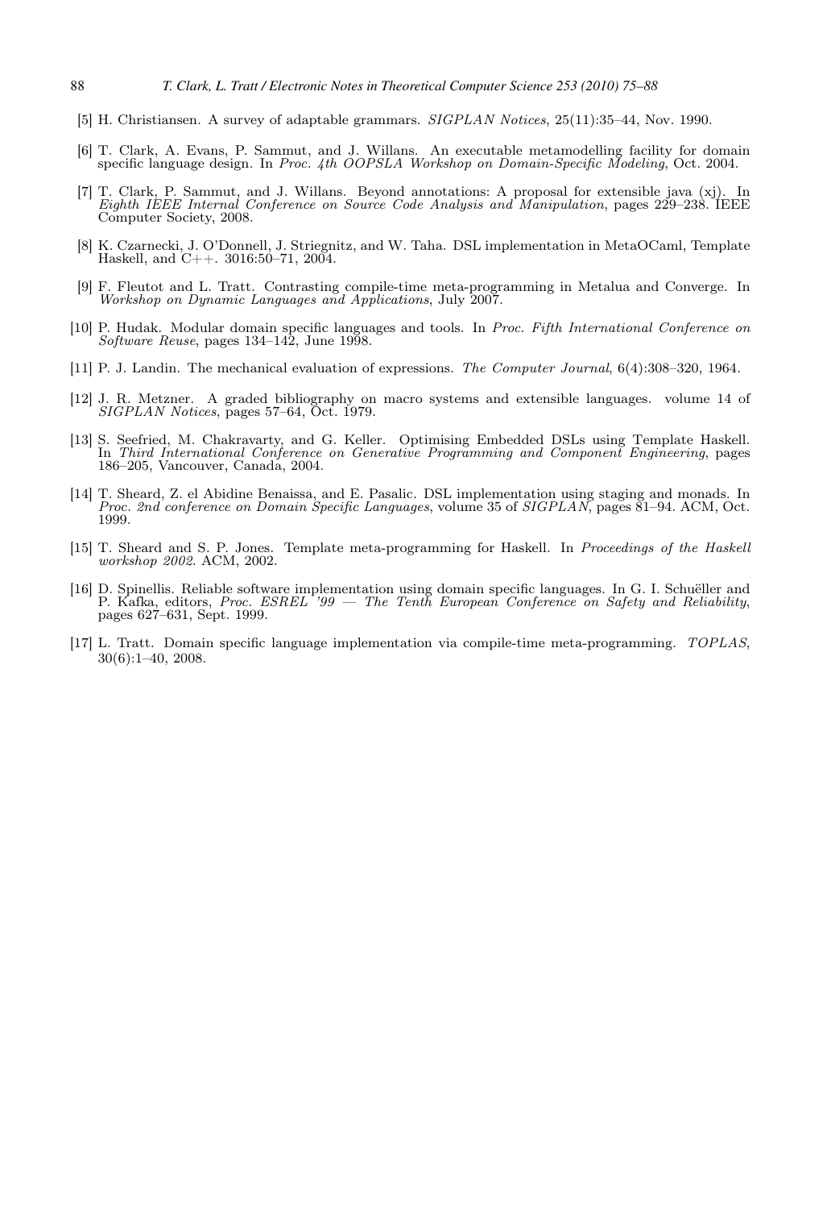[5] H. Christiansen. A survey of adaptable grammars. *SIGPLAN Notices*, 25(11):35–44, Nov. 1990.

[6] T. Clark, A. Evans, P. Sammut, and J. Willans. An executable metamodelling facility for domain specific language design. In *Proc. 4th OOPSLA Workshop on Domain-Specific Modeling*, Oct. 2004.

[7] T. Clark, P. Sammut, and J. Willans. Beyond annotations: A proposal for extensible java (xj). In *Eighth IEEE Internal Conference on Source Code Analysis and Manipulation*, pages 229–238. IEEE Computer Society, 2008.

[8] K. Czarnecki, J. O'Donnell, J. Striegnitz, and W. Taha. DSL implementation in MetaOCaml, Template Haskell, and C++. 3016:50–71, 2004.

[9] F. Fleutot and L. Tratt. Contrasting compile-time meta-programming in Metalua and Converge. In *Workshop on Dynamic Languages and Applications*, July 2007.

[10] P. Hudak. Modular domain specific languages and tools. In *Proc. Fifth International Conference on Software Reuse*, pages 134–142, June 1998.

[11] P. J. Landin. The mechanical evaluation of expressions. *The Computer Journal*, 6(4):308–320, 1964.

[12] J. R. Metzner. A graded bibliography on macro systems and extensible languages. volume 14 of *SIGPLAN Notices*, pages 57–64, Oct. 1979.

[13] S. Seefried, M. Chakravarty, and G. Keller. Optimising Embedded DSLs using Template Haskell. In *Third International Conference on Generative Programming and Component Engineering*, pages 186–205, Vancouver, Canada, 2004.

[14] T. Sheard, Z. el Abidine Benaissa, and E. Pasalic. DSL implementation using staging and monads. In *Proc. 2nd conference on Domain Specific Languages*, volume 35 of *SIGPLAN*, pages 81–94. ACM, Oct. 1999.

[15] T. Sheard and S. P. Jones. Template meta-programming for Haskell. In *Proceedings of the Haskell workshop 2002*. ACM, 2002.

[16] D. Spinellis. Reliable software implementation using domain specific languages. In G. I. Schuëller and P. Kafka, editors, *Proc. ESREL '99 — The Tenth European Conference on Safety and Reliability*, pages 627–631, Sept. 1999.

[17] L. Tratt. Domain specific language implementation via compile-time meta-programming. *TOPLAS*, 30(6):1–40, 2008.